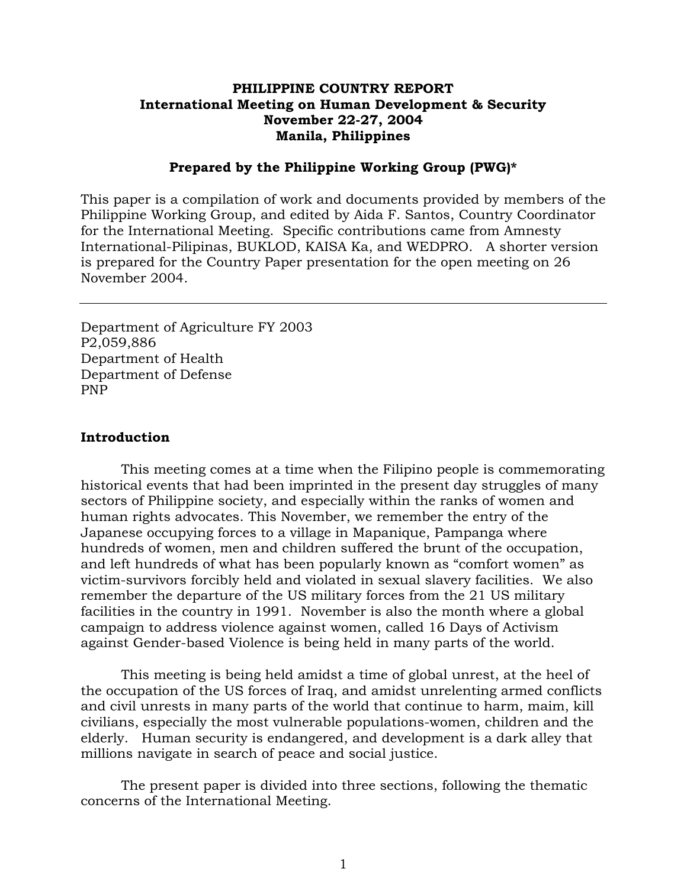**PHILIPPINE COUNTRY REPORT**
**International Meeting on Human Development & Security**
**November 22-27, 2004**
**Manila, Philippines**

**Prepared by the Philippine Working Group (PWG)***

This paper is a compilation of work and documents provided by members of the Philippine Working Group, and edited by Aida F. Santos, Country Coordinator for the International Meeting. Specific contributions came from Amnesty International-Pilipinas, BUKLOD, KAISA Ka, and WEDPRO. A shorter version is prepared for the Country Paper presentation for the open meeting on 26 November 2004.

---

Department of Agriculture FY 2003
P2,059,886
Department of Health
Department of Defense
PNP

## Introduction

This meeting comes at a time when the Filipino people is commemorating historical events that had been imprinted in the present day struggles of many sectors of Philippine society, and especially within the ranks of women and human rights advocates. This November, we remember the entry of the Japanese occupying forces to a village in Mapanique, Pampanga where hundreds of women, men and children suffered the brunt of the occupation, and left hundreds of what has been popularly known as "comfort women" as victim-survivors forcibly held and violated in sexual slavery facilities. We also remember the departure of the US military forces from the 21 US military facilities in the country in 1991. November is also the month where a global campaign to address violence against women, called 16 Days of Activism against Gender-based Violence is being held in many parts of the world.

This meeting is being held amidst a time of global unrest, at the heel of the occupation of the US forces of Iraq, and amidst unrelenting armed conflicts and civil unrests in many parts of the world that continue to harm, maim, kill civilians, especially the most vulnerable populations-women, children and the elderly. Human security is endangered, and development is a dark alley that millions navigate in search of peace and social justice.

The present paper is divided into three sections, following the thematic concerns of the International Meeting.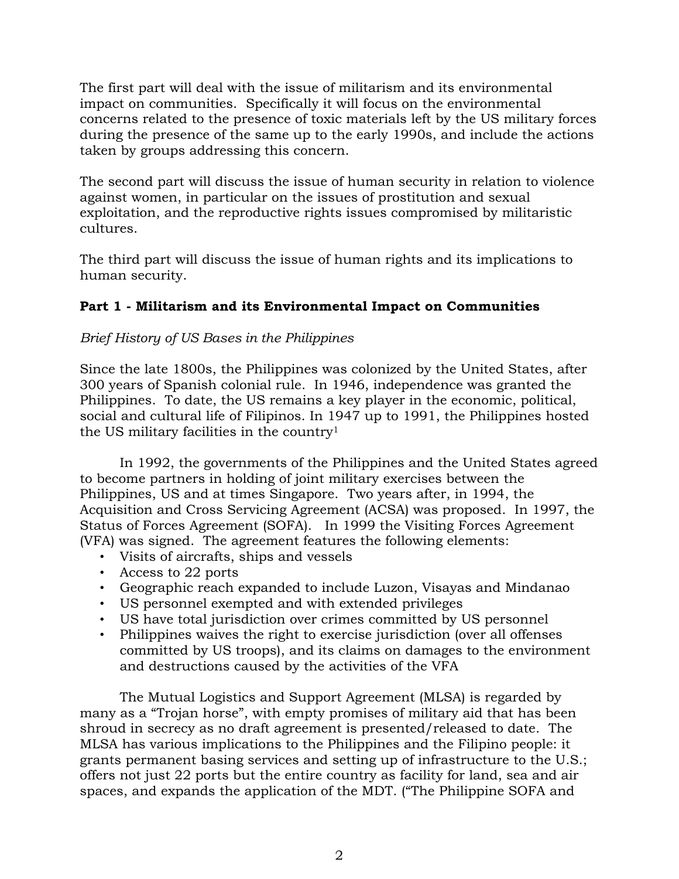The first part will deal with the issue of militarism and its environmental impact on communities. Specifically it will focus on the environmental concerns related to the presence of toxic materials left by the US military forces during the presence of the same up to the early 1990s, and include the actions taken by groups addressing this concern.

The second part will discuss the issue of human security in relation to violence against women, in particular on the issues of prostitution and sexual exploitation, and the reproductive rights issues compromised by militaristic cultures.

The third part will discuss the issue of human rights and its implications to human security.

**Part 1 - Militarism and its Environmental Impact on Communities**

*Brief History of US Bases in the Philippines*

Since the late 1800s, the Philippines was colonized by the United States, after 300 years of Spanish colonial rule. In 1946, independence was granted the Philippines. To date, the US remains a key player in the economic, political, social and cultural life of Filipinos. In 1947 up to 1991, the Philippines hosted the US military facilities in the country[1]

In 1992, the governments of the Philippines and the United States agreed to become partners in holding of joint military exercises between the Philippines, US and at times Singapore. Two years after, in 1994, the Acquisition and Cross Servicing Agreement (ACSA) was proposed. In 1997, the Status of Forces Agreement (SOFA). In 1999 the Visiting Forces Agreement (VFA) was signed. The agreement features the following elements:

- Visits of aircrafts, ships and vessels
- Access to 22 ports
- Geographic reach expanded to include Luzon, Visayas and Mindanao
- US personnel exempted and with extended privileges
- US have total jurisdiction over crimes committed by US personnel
- Philippines waives the right to exercise jurisdiction (over all offenses committed by US troops), and its claims on damages to the environment and destructions caused by the activities of the VFA

The Mutual Logistics and Support Agreement (MLSA) is regarded by many as a "Trojan horse", with empty promises of military aid that has been shroud in secrecy as no draft agreement is presented/released to date. The MLSA has various implications to the Philippines and the Filipino people: it grants permanent basing services and setting up of infrastructure to the U.S.; offers not just 22 ports but the entire country as facility for land, sea and air spaces, and expands the application of the MDT. ("The Philippine SOFA and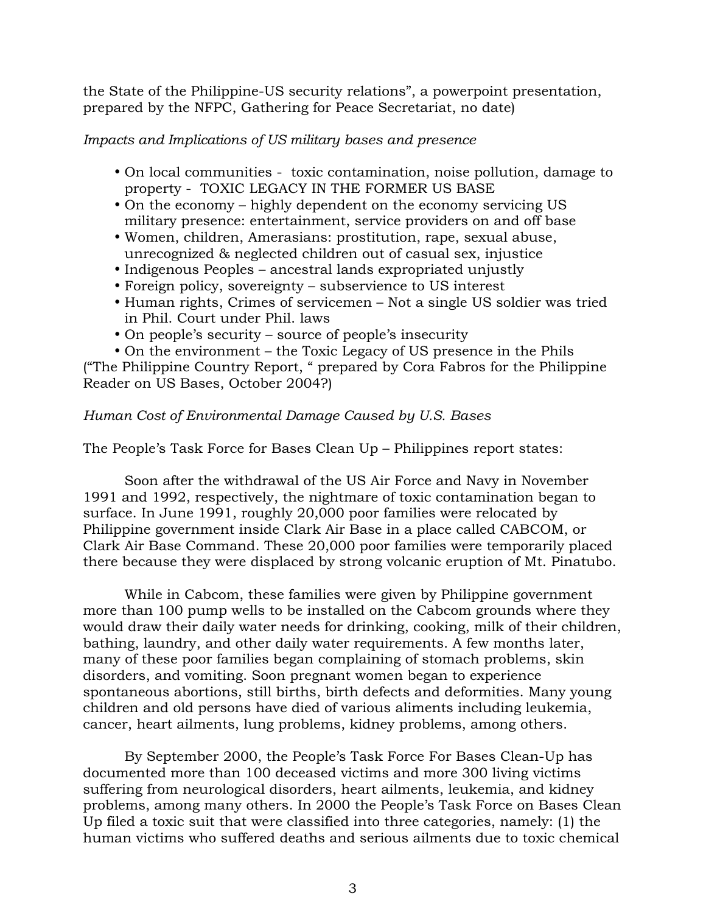the State of the Philippine-US security relations", a powerpoint presentation, prepared by the NFPC, Gathering for Peace Secretariat, no date)

*Impacts and Implications of US military bases and presence*

- On local communities - toxic contamination, noise pollution, damage to property - TOXIC LEGACY IN THE FORMER US BASE
- On the economy – highly dependent on the economy servicing US military presence: entertainment, service providers on and off base
- Women, children, Amerasians: prostitution, rape, sexual abuse, unrecognized & neglected children out of casual sex, injustice
- Indigenous Peoples – ancestral lands expropriated unjustly
- Foreign policy, sovereignty – subservience to US interest
- Human rights, Crimes of servicemen – Not a single US soldier was tried in Phil. Court under Phil. laws
- On people's security – source of people's insecurity
- On the environment – the Toxic Legacy of US presence in the Phils

("The Philippine Country Report, " prepared by Cora Fabros for the Philippine Reader on US Bases, October 2004?)

*Human Cost of Environmental Damage Caused by U.S. Bases*

The People's Task Force for Bases Clean Up – Philippines report states:

Soon after the withdrawal of the US Air Force and Navy in November 1991 and 1992, respectively, the nightmare of toxic contamination began to surface. In June 1991, roughly 20,000 poor families were relocated by Philippine government inside Clark Air Base in a place called CABCOM, or Clark Air Base Command. These 20,000 poor families were temporarily placed there because they were displaced by strong volcanic eruption of Mt. Pinatubo.

While in Cabcom, these families were given by Philippine government more than 100 pump wells to be installed on the Cabcom grounds where they would draw their daily water needs for drinking, cooking, milk of their children, bathing, laundry, and other daily water requirements. A few months later, many of these poor families began complaining of stomach problems, skin disorders, and vomiting. Soon pregnant women began to experience spontaneous abortions, still births, birth defects and deformities. Many young children and old persons have died of various aliments including leukemia, cancer, heart ailments, lung problems, kidney problems, among others.

By September 2000, the People's Task Force For Bases Clean-Up has documented more than 100 deceased victims and more 300 living victims suffering from neurological disorders, heart ailments, leukemia, and kidney problems, among many others. In 2000 the People's Task Force on Bases Clean Up filed a toxic suit that were classified into three categories, namely: (1) the human victims who suffered deaths and serious ailments due to toxic chemical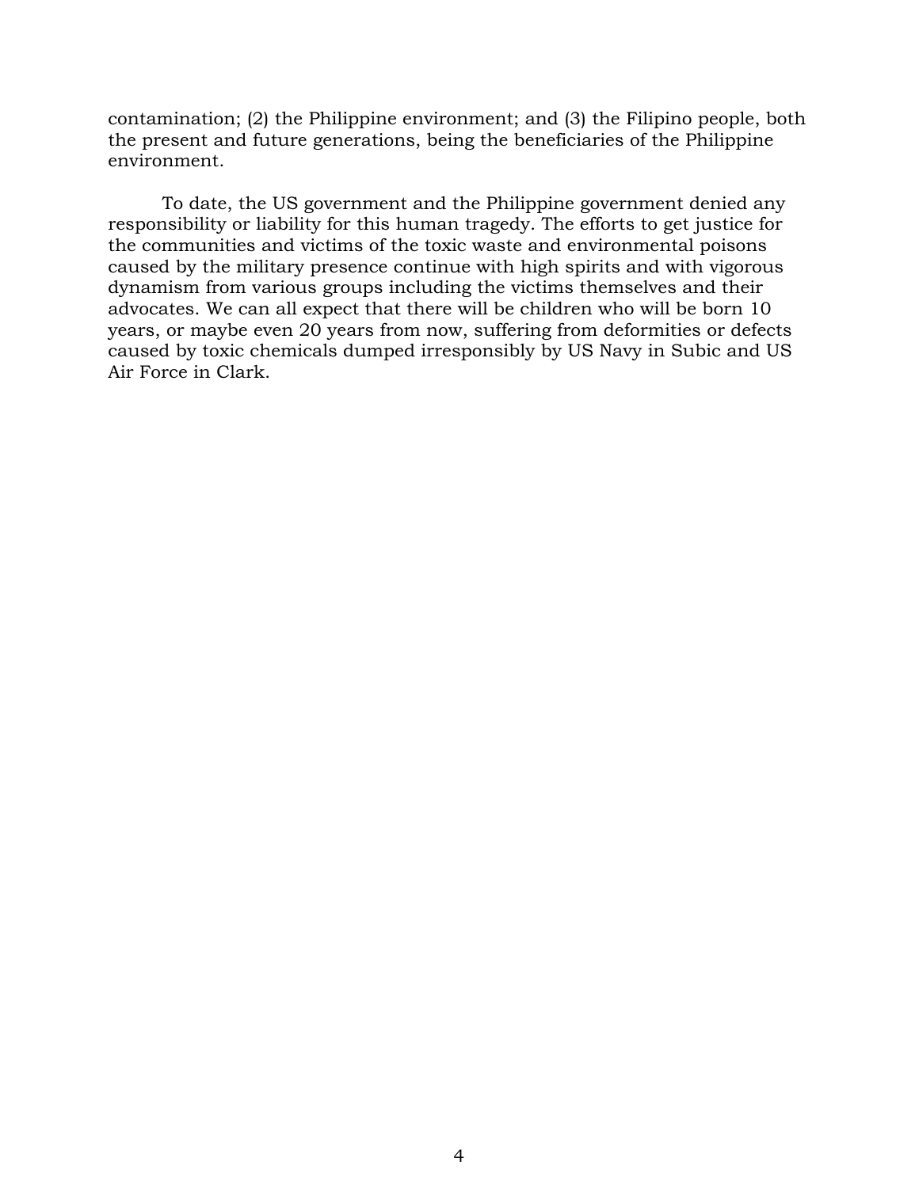contamination; (2) the Philippine environment; and (3) the Filipino people, both the present and future generations, being the beneficiaries of the Philippine environment.

To date, the US government and the Philippine government denied any responsibility or liability for this human tragedy. The efforts to get justice for the communities and victims of the toxic waste and environmental poisons caused by the military presence continue with high spirits and with vigorous dynamism from various groups including the victims themselves and their advocates. We can all expect that there will be children who will be born 10 years, or maybe even 20 years from now, suffering from deformities or defects caused by toxic chemicals dumped irresponsibly by US Navy in Subic and US Air Force in Clark.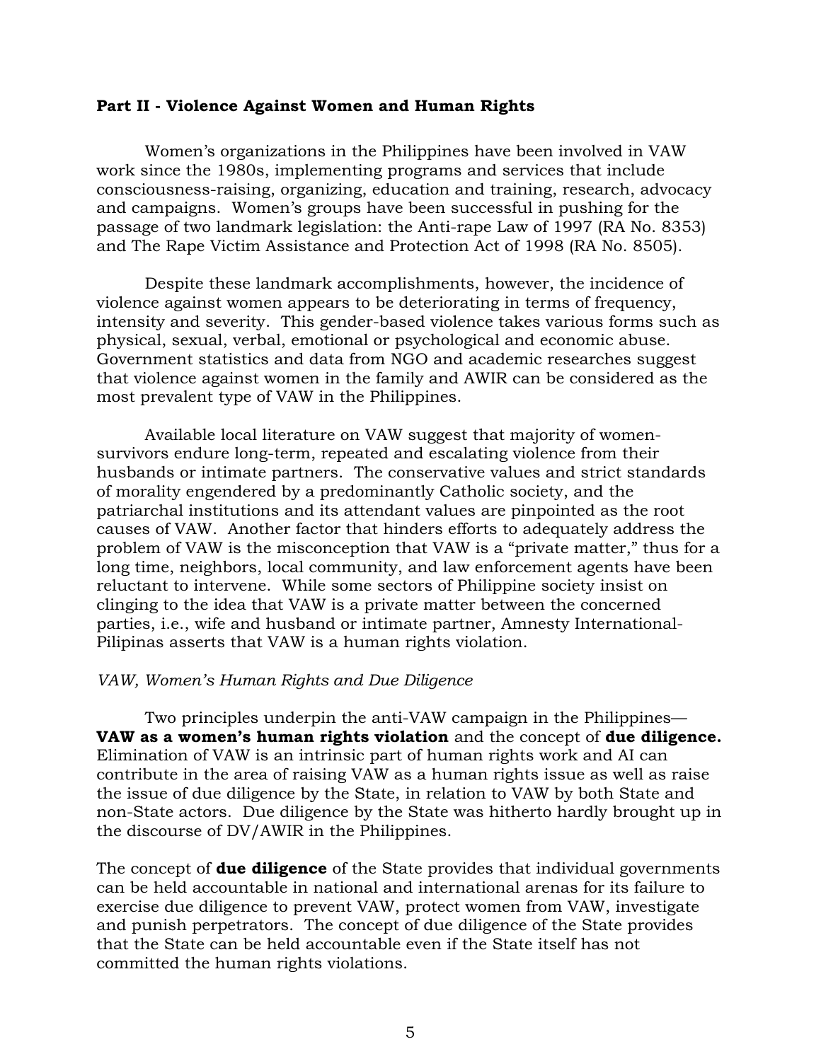## Part II - Violence Against Women and Human Rights

Women's organizations in the Philippines have been involved in VAW work since the 1980s, implementing programs and services that include consciousness-raising, organizing, education and training, research, advocacy and campaigns. Women's groups have been successful in pushing for the passage of two landmark legislation: the Anti-rape Law of 1997 (RA No. 8353) and The Rape Victim Assistance and Protection Act of 1998 (RA No. 8505).

Despite these landmark accomplishments, however, the incidence of violence against women appears to be deteriorating in terms of frequency, intensity and severity. This gender-based violence takes various forms such as physical, sexual, verbal, emotional or psychological and economic abuse. Government statistics and data from NGO and academic researches suggest that violence against women in the family and AWIR can be considered as the most prevalent type of VAW in the Philippines.

Available local literature on VAW suggest that majority of women-survivors endure long-term, repeated and escalating violence from their husbands or intimate partners. The conservative values and strict standards of morality engendered by a predominantly Catholic society, and the patriarchal institutions and its attendant values are pinpointed as the root causes of VAW. Another factor that hinders efforts to adequately address the problem of VAW is the misconception that VAW is a "private matter," thus for a long time, neighbors, local community, and law enforcement agents have been reluctant to intervene. While some sectors of Philippine society insist on clinging to the idea that VAW is a private matter between the concerned parties, i.e., wife and husband or intimate partner, Amnesty International-Pilipinas asserts that VAW is a human rights violation.

### *VAW, Women's Human Rights and Due Diligence*

Two principles underpin the anti-VAW campaign in the Philippines—**VAW as a women's human rights violation** and the concept of **due diligence.** Elimination of VAW is an intrinsic part of human rights work and AI can contribute in the area of raising VAW as a human rights issue as well as raise the issue of due diligence by the State, in relation to VAW by both State and non-State actors. Due diligence by the State was hitherto hardly brought up in the discourse of DV/AWIR in the Philippines.

The concept of **due diligence** of the State provides that individual governments can be held accountable in national and international arenas for its failure to exercise due diligence to prevent VAW, protect women from VAW, investigate and punish perpetrators. The concept of due diligence of the State provides that the State can be held accountable even if the State itself has not committed the human rights violations.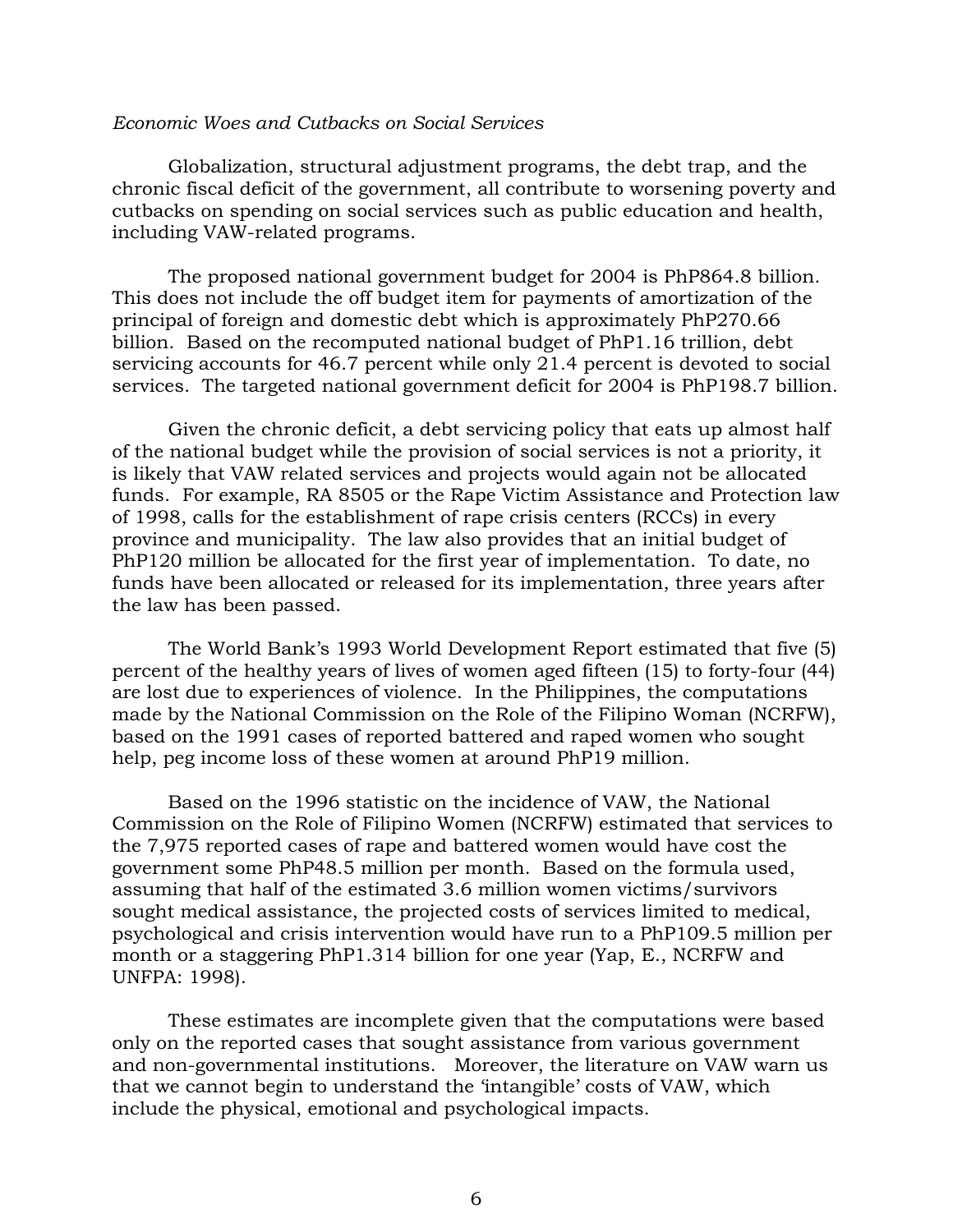*Economic Woes and Cutbacks on Social Services*

Globalization, structural adjustment programs, the debt trap, and the chronic fiscal deficit of the government, all contribute to worsening poverty and cutbacks on spending on social services such as public education and health, including VAW-related programs.

The proposed national government budget for 2004 is PhP864.8 billion. This does not include the off budget item for payments of amortization of the principal of foreign and domestic debt which is approximately PhP270.66 billion. Based on the recomputed national budget of PhP1.16 trillion, debt servicing accounts for 46.7 percent while only 21.4 percent is devoted to social services. The targeted national government deficit for 2004 is PhP198.7 billion.

Given the chronic deficit, a debt servicing policy that eats up almost half of the national budget while the provision of social services is not a priority, it is likely that VAW related services and projects would again not be allocated funds. For example, RA 8505 or the Rape Victim Assistance and Protection law of 1998, calls for the establishment of rape crisis centers (RCCs) in every province and municipality. The law also provides that an initial budget of PhP120 million be allocated for the first year of implementation. To date, no funds have been allocated or released for its implementation, three years after the law has been passed.

The World Bank's 1993 World Development Report estimated that five (5) percent of the healthy years of lives of women aged fifteen (15) to forty-four (44) are lost due to experiences of violence. In the Philippines, the computations made by the National Commission on the Role of the Filipino Woman (NCRFW), based on the 1991 cases of reported battered and raped women who sought help, peg income loss of these women at around PhP19 million.

Based on the 1996 statistic on the incidence of VAW, the National Commission on the Role of Filipino Women (NCRFW) estimated that services to the 7,975 reported cases of rape and battered women would have cost the government some PhP48.5 million per month. Based on the formula used, assuming that half of the estimated 3.6 million women victims/survivors sought medical assistance, the projected costs of services limited to medical, psychological and crisis intervention would have run to a PhP109.5 million per month or a staggering PhP1.314 billion for one year (Yap, E., NCRFW and UNFPA: 1998).

These estimates are incomplete given that the computations were based only on the reported cases that sought assistance from various government and non-governmental institutions. Moreover, the literature on VAW warn us that we cannot begin to understand the 'intangible' costs of VAW, which include the physical, emotional and psychological impacts.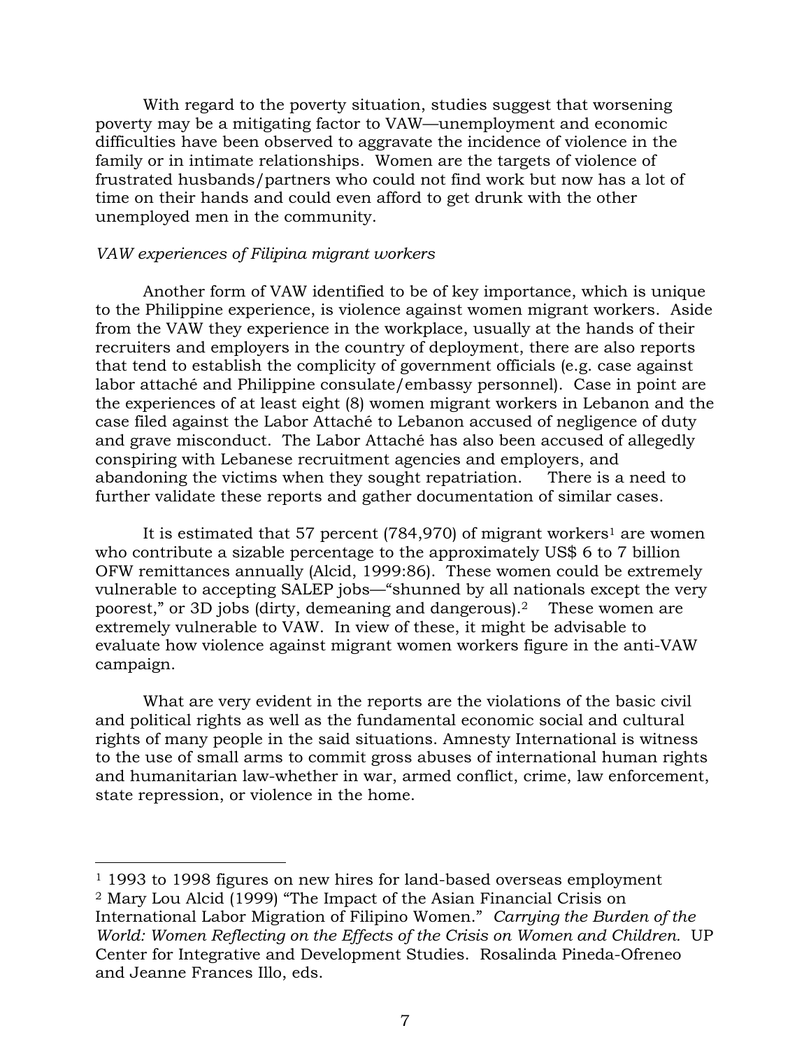With regard to the poverty situation, studies suggest that worsening poverty may be a mitigating factor to VAW—unemployment and economic difficulties have been observed to aggravate the incidence of violence in the family or in intimate relationships. Women are the targets of violence of frustrated husbands/partners who could not find work but now has a lot of time on their hands and could even afford to get drunk with the other unemployed men in the community.

*VAW experiences of Filipina migrant workers*

Another form of VAW identified to be of key importance, which is unique to the Philippine experience, is violence against women migrant workers. Aside from the VAW they experience in the workplace, usually at the hands of their recruiters and employers in the country of deployment, there are also reports that tend to establish the complicity of government officials (e.g. case against labor attaché and Philippine consulate/embassy personnel). Case in point are the experiences of at least eight (8) women migrant workers in Lebanon and the case filed against the Labor Attaché to Lebanon accused of negligence of duty and grave misconduct. The Labor Attaché has also been accused of allegedly conspiring with Lebanese recruitment agencies and employers, and abandoning the victims when they sought repatriation. There is a need to further validate these reports and gather documentation of similar cases.

It is estimated that 57 percent (784,970) of migrant workers[1] are women who contribute a sizable percentage to the approximately US$ 6 to 7 billion OFW remittances annually (Alcid, 1999:86). These women could be extremely vulnerable to accepting SALEP jobs—"shunned by all nationals except the very poorest," or 3D jobs (dirty, demeaning and dangerous).[2] These women are extremely vulnerable to VAW. In view of these, it might be advisable to evaluate how violence against migrant women workers figure in the anti-VAW campaign.

What are very evident in the reports are the violations of the basic civil and political rights as well as the fundamental economic social and cultural rights of many people in the said situations. Amnesty International is witness to the use of small arms to commit gross abuses of international human rights and humanitarian law-whether in war, armed conflict, crime, law enforcement, state repression, or violence in the home.

---

[1] 1993 to 1998 figures on new hires for land-based overseas employment

[2] Mary Lou Alcid (1999) "The Impact of the Asian Financial Crisis on International Labor Migration of Filipino Women." *Carrying the Burden of the World: Women Reflecting on the Effects of the Crisis on Women and Children.* UP Center for Integrative and Development Studies. Rosalinda Pineda-Ofreneo and Jeanne Frances Illo, eds.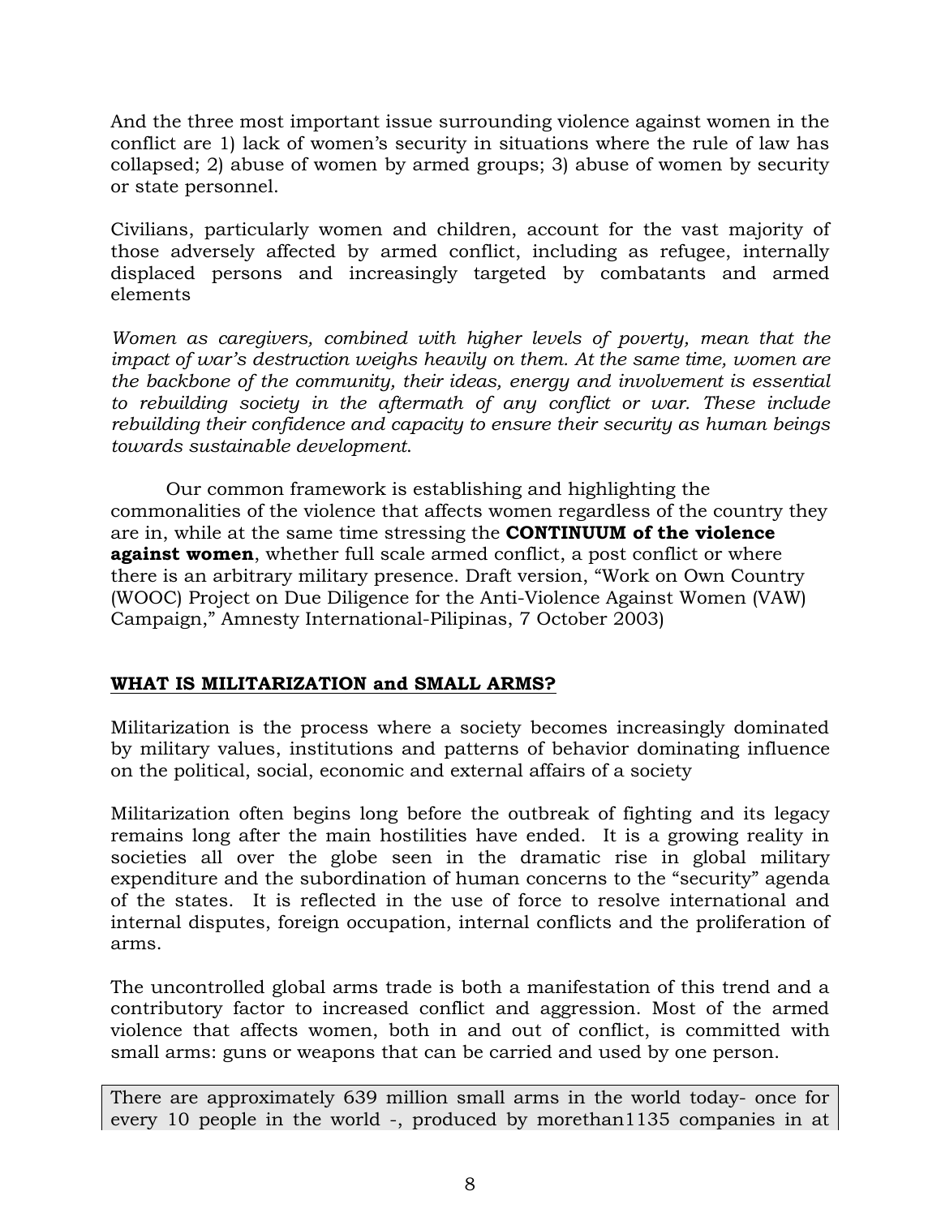And the three most important issue surrounding violence against women in the conflict are 1) lack of women's security in situations where the rule of law has collapsed; 2) abuse of women by armed groups; 3) abuse of women by security or state personnel.

Civilians, particularly women and children, account for the vast majority of those adversely affected by armed conflict, including as refugee, internally displaced persons and increasingly targeted by combatants and armed elements

*Women as caregivers, combined with higher levels of poverty, mean that the impact of war's destruction weighs heavily on them. At the same time, women are the backbone of the community, their ideas, energy and involvement is essential to rebuilding society in the aftermath of any conflict or war. These include rebuilding their confidence and capacity to ensure their security as human beings towards sustainable development.*

Our common framework is establishing and highlighting the commonalities of the violence that affects women regardless of the country they are in, while at the same time stressing the **CONTINUUM of the violence against women**, whether full scale armed conflict, a post conflict or where there is an arbitrary military presence. Draft version, "Work on Own Country (WOOC) Project on Due Diligence for the Anti-Violence Against Women (VAW) Campaign," Amnesty International-Pilipinas, 7 October 2003)

## WHAT IS MILITARIZATION and SMALL ARMS?

Militarization is the process where a society becomes increasingly dominated by military values, institutions and patterns of behavior dominating influence on the political, social, economic and external affairs of a society

Militarization often begins long before the outbreak of fighting and its legacy remains long after the main hostilities have ended. It is a growing reality in societies all over the globe seen in the dramatic rise in global military expenditure and the subordination of human concerns to the "security" agenda of the states. It is reflected in the use of force to resolve international and internal disputes, foreign occupation, internal conflicts and the proliferation of arms.

The uncontrolled global arms trade is both a manifestation of this trend and a contributory factor to increased conflict and aggression. Most of the armed violence that affects women, both in and out of conflict, is committed with small arms: guns or weapons that can be carried and used by one person.

There are approximately 639 million small arms in the world today- once for every 10 people in the world -, produced by morethan1135 companies in at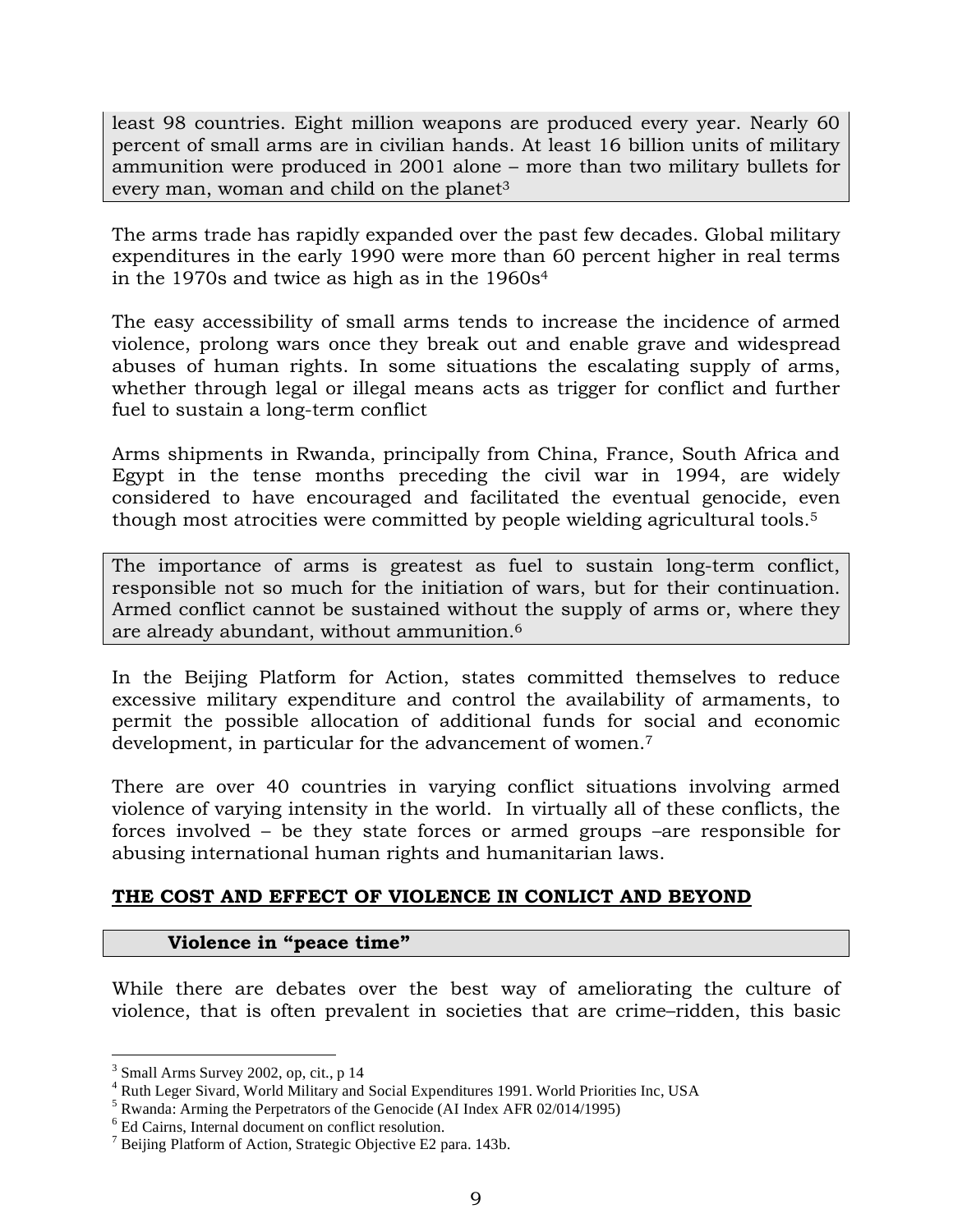least 98 countries. Eight million weapons are produced every year. Nearly 60 percent of small arms are in civilian hands. At least 16 billion units of military ammunition were produced in 2001 alone – more than two military bullets for every man, woman and child on the planet[3]

The arms trade has rapidly expanded over the past few decades. Global military expenditures in the early 1990 were more than 60 percent higher in real terms in the 1970s and twice as high as in the 1960s[4]

The easy accessibility of small arms tends to increase the incidence of armed violence, prolong wars once they break out and enable grave and widespread abuses of human rights. In some situations the escalating supply of arms, whether through legal or illegal means acts as trigger for conflict and further fuel to sustain a long-term conflict

Arms shipments in Rwanda, principally from China, France, South Africa and Egypt in the tense months preceding the civil war in 1994, are widely considered to have encouraged and facilitated the eventual genocide, even though most atrocities were committed by people wielding agricultural tools.[5]

The importance of arms is greatest as fuel to sustain long-term conflict, responsible not so much for the initiation of wars, but for their continuation. Armed conflict cannot be sustained without the supply of arms or, where they are already abundant, without ammunition.[6]

In the Beijing Platform for Action, states committed themselves to reduce excessive military expenditure and control the availability of armaments, to permit the possible allocation of additional funds for social and economic development, in particular for the advancement of women.[7]

There are over 40 countries in varying conflict situations involving armed violence of varying intensity in the world. In virtually all of these conflicts, the forces involved – be they state forces or armed groups –are responsible for abusing international human rights and humanitarian laws.

## THE COST AND EFFECT OF VIOLENCE IN CONLICT AND BEYOND

### Violence in "peace time"

While there are debates over the best way of ameliorating the culture of violence, that is often prevalent in societies that are crime–ridden, this basic

---

[3] Small Arms Survey 2002, op, cit., p 14

[4] Ruth Leger Sivard, World Military and Social Expenditures 1991. World Priorities Inc, USA

[5] Rwanda: Arming the Perpetrators of the Genocide (AI Index AFR 02/014/1995)

[6] Ed Cairns, Internal document on conflict resolution.

[7] Beijing Platform of Action, Strategic Objective E2 para. 143b.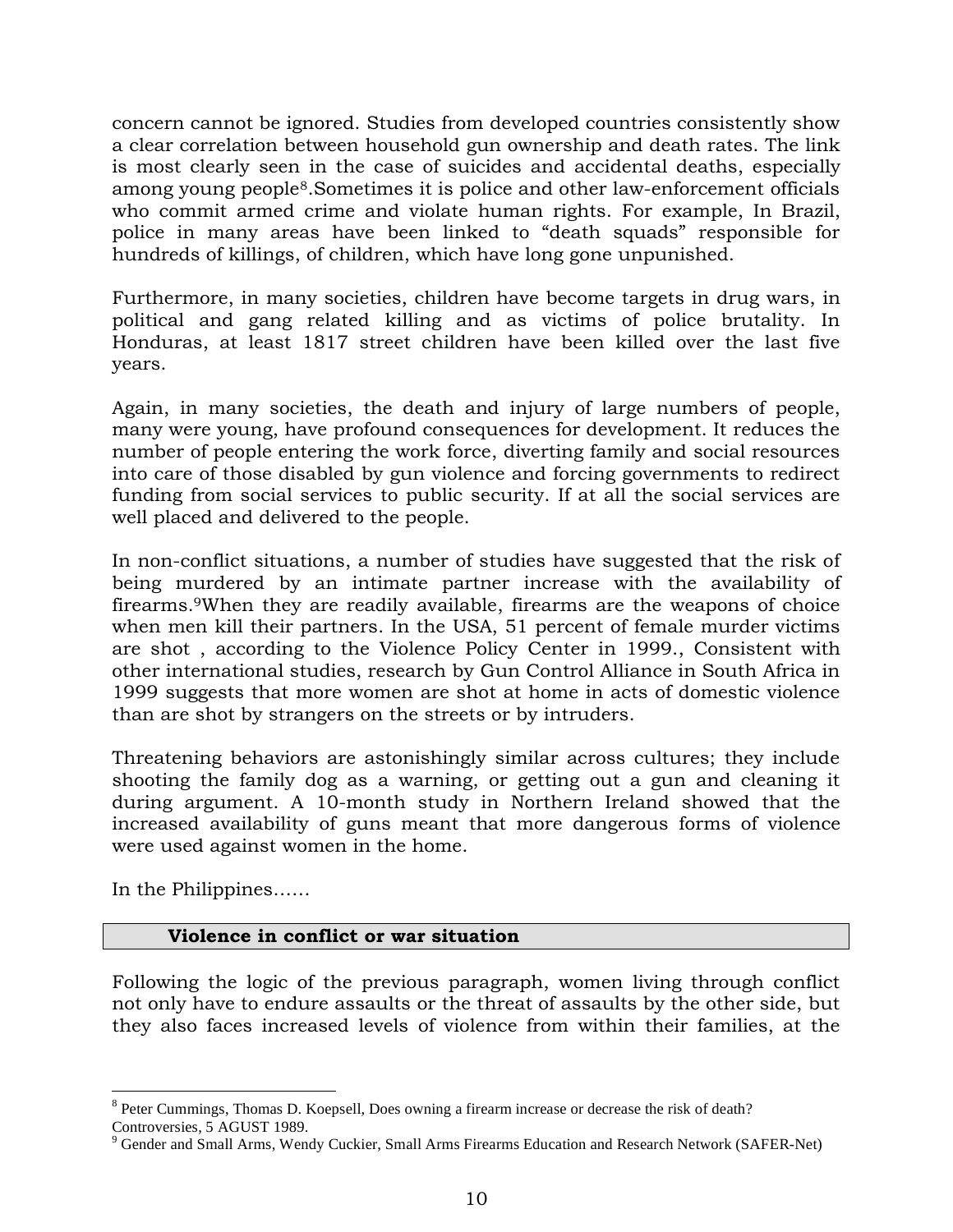concern cannot be ignored. Studies from developed countries consistently show a clear correlation between household gun ownership and death rates. The link is most clearly seen in the case of suicides and accidental deaths, especially among young people[8].Sometimes it is police and other law-enforcement officials who commit armed crime and violate human rights. For example, In Brazil, police in many areas have been linked to "death squads" responsible for hundreds of killings, of children, which have long gone unpunished.

Furthermore, in many societies, children have become targets in drug wars, in political and gang related killing and as victims of police brutality. In Honduras, at least 1817 street children have been killed over the last five years.

Again, in many societies, the death and injury of large numbers of people, many were young, have profound consequences for development. It reduces the number of people entering the work force, diverting family and social resources into care of those disabled by gun violence and forcing governments to redirect funding from social services to public security. If at all the social services are well placed and delivered to the people.

In non-conflict situations, a number of studies have suggested that the risk of being murdered by an intimate partner increase with the availability of firearms.[9]When they are readily available, firearms are the weapons of choice when men kill their partners. In the USA, 51 percent of female murder victims are shot , according to the Violence Policy Center in 1999., Consistent with other international studies, research by Gun Control Alliance in South Africa in 1999 suggests that more women are shot at home in acts of domestic violence than are shot by strangers on the streets or by intruders.

Threatening behaviors are astonishingly similar across cultures; they include shooting the family dog as a warning, or getting out a gun and cleaning it during argument. A 10-month study in Northern Ireland showed that the increased availability of guns meant that more dangerous forms of violence were used against women in the home.

In the Philippines……

## Violence in conflict or war situation

Following the logic of the previous paragraph, women living through conflict not only have to endure assaults or the threat of assaults by the other side, but they also faces increased levels of violence from within their families, at the

---

[8] Peter Cummings, Thomas D. Koepsell, Does owning a firearm increase or decrease the risk of death? Controversies, 5 AGUST 1989.

[9] Gender and Small Arms, Wendy Cuckier, Small Arms Firearms Education and Research Network (SAFER-Net)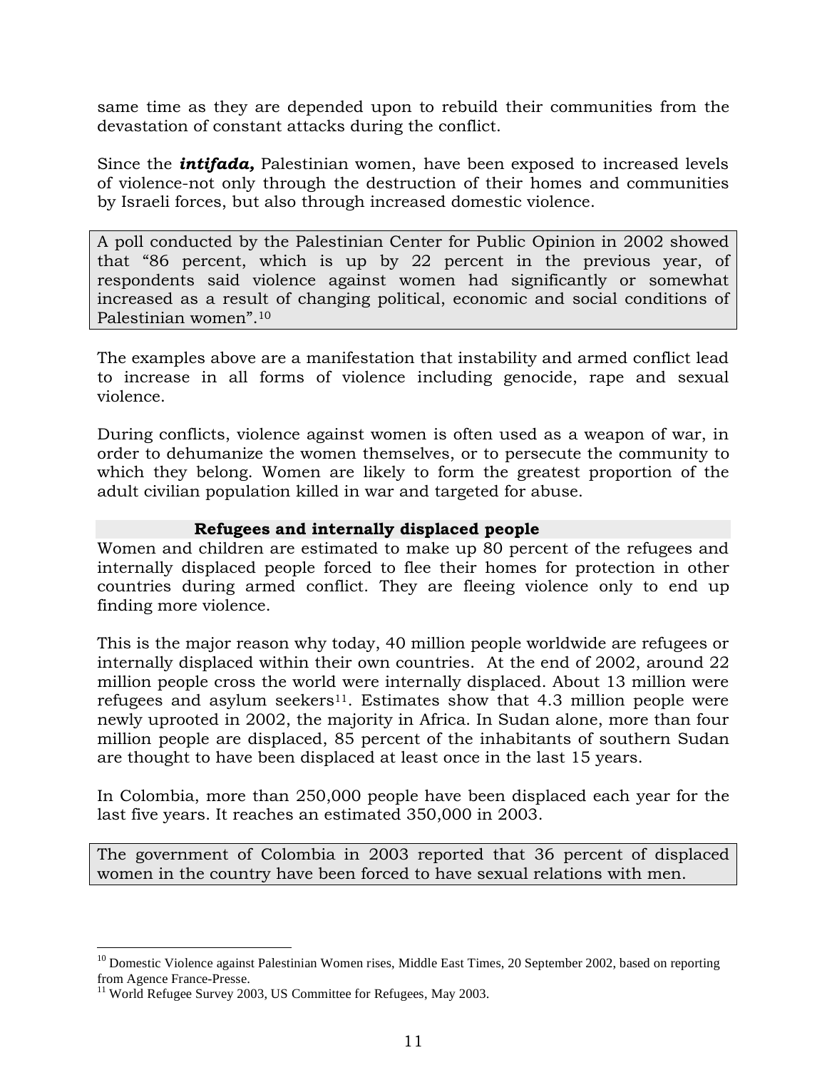same time as they are depended upon to rebuild their communities from the devastation of constant attacks during the conflict.

Since the ***intifada,*** Palestinian women, have been exposed to increased levels of violence-not only through the destruction of their homes and communities by Israeli forces, but also through increased domestic violence.

> A poll conducted by the Palestinian Center for Public Opinion in 2002 showed that "86 percent, which is up by 22 percent in the previous year, of respondents said violence against women had significantly or somewhat increased as a result of changing political, economic and social conditions of Palestinian women".[10]

The examples above are a manifestation that instability and armed conflict lead to increase in all forms of violence including genocide, rape and sexual violence.

During conflicts, violence against women is often used as a weapon of war, in order to dehumanize the women themselves, or to persecute the community to which they belong. Women are likely to form the greatest proportion of the adult civilian population killed in war and targeted for abuse.

### Refugees and internally displaced people

Women and children are estimated to make up 80 percent of the refugees and internally displaced people forced to flee their homes for protection in other countries during armed conflict. They are fleeing violence only to end up finding more violence.

This is the major reason why today, 40 million people worldwide are refugees or internally displaced within their own countries. At the end of 2002, around 22 million people cross the world were internally displaced. About 13 million were refugees and asylum seekers[11]. Estimates show that 4.3 million people were newly uprooted in 2002, the majority in Africa. In Sudan alone, more than four million people are displaced, 85 percent of the inhabitants of southern Sudan are thought to have been displaced at least once in the last 15 years.

In Colombia, more than 250,000 people have been displaced each year for the last five years. It reaches an estimated 350,000 in 2003.

> The government of Colombia in 2003 reported that 36 percent of displaced women in the country have been forced to have sexual relations with men.

---

[10] Domestic Violence against Palestinian Women rises, Middle East Times, 20 September 2002, based on reporting from Agence France-Presse.

[11] World Refugee Survey 2003, US Committee for Refugees, May 2003.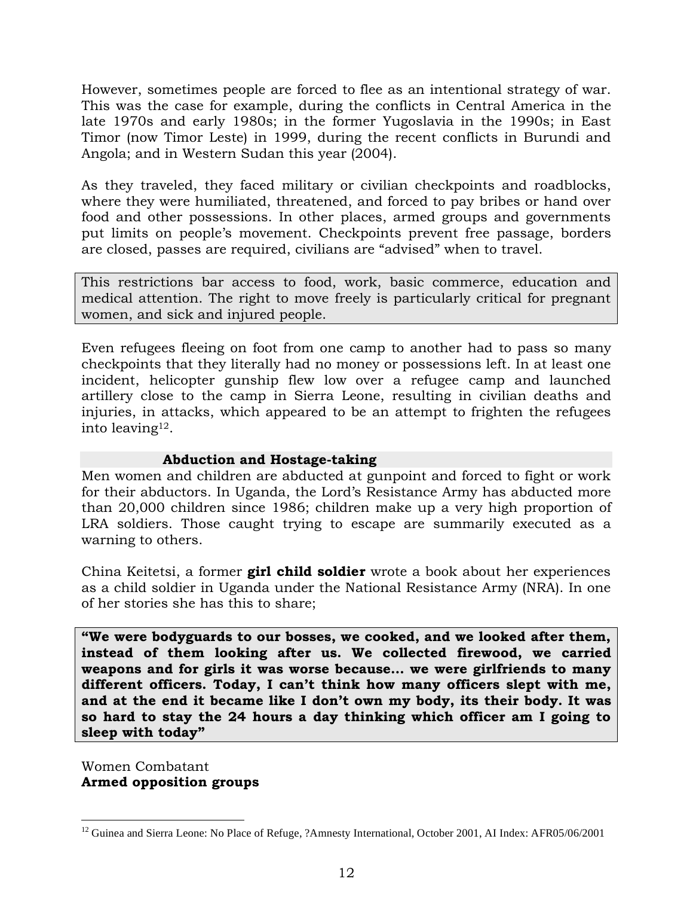However, sometimes people are forced to flee as an intentional strategy of war. This was the case for example, during the conflicts in Central America in the late 1970s and early 1980s; in the former Yugoslavia in the 1990s; in East Timor (now Timor Leste) in 1999, during the recent conflicts in Burundi and Angola; and in Western Sudan this year (2004).

As they traveled, they faced military or civilian checkpoints and roadblocks, where they were humiliated, threatened, and forced to pay bribes or hand over food and other possessions. In other places, armed groups and governments put limits on people's movement. Checkpoints prevent free passage, borders are closed, passes are required, civilians are "advised" when to travel.

This restrictions bar access to food, work, basic commerce, education and medical attention. The right to move freely is particularly critical for pregnant women, and sick and injured people.

Even refugees fleeing on foot from one camp to another had to pass so many checkpoints that they literally had no money or possessions left. In at least one incident, helicopter gunship flew low over a refugee camp and launched artillery close to the camp in Sierra Leone, resulting in civilian deaths and injuries, in attacks, which appeared to be an attempt to frighten the refugees into leaving[12].

### Abduction and Hostage-taking

Men women and children are abducted at gunpoint and forced to fight or work for their abductors. In Uganda, the Lord's Resistance Army has abducted more than 20,000 children since 1986; children make up a very high proportion of LRA soldiers. Those caught trying to escape are summarily executed as a warning to others.

China Keitetsi, a former **girl child soldier** wrote a book about her experiences as a child soldier in Uganda under the National Resistance Army (NRA). In one of her stories she has this to share;

**"We were bodyguards to our bosses, we cooked, and we looked after them, instead of them looking after us. We collected firewood, we carried weapons and for girls it was worse because... we were girlfriends to many different officers. Today, I can't think how many officers slept with me, and at the end it became like I don't own my body, its their body. It was so hard to stay the 24 hours a day thinking which officer am I going to sleep with today"**

Women Combatant

**Armed opposition groups**

---

[12] Guinea and Sierra Leone: No Place of Refuge, ?Amnesty International, October 2001, AI Index: AFR05/06/2001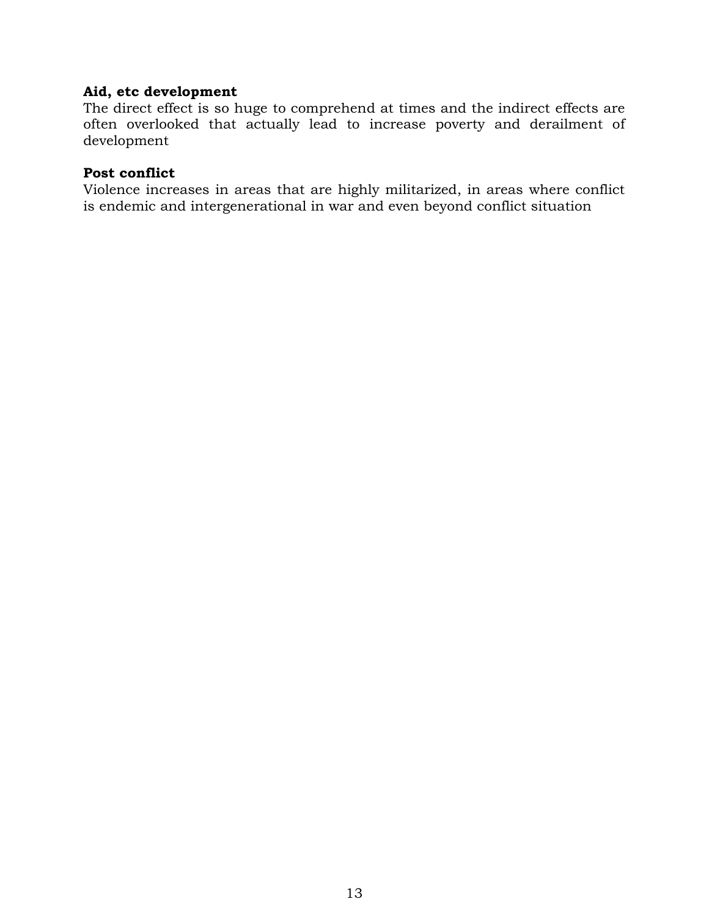**Aid, etc development**

The direct effect is so huge to comprehend at times and the indirect effects are often overlooked that actually lead to increase poverty and derailment of development

**Post conflict**

Violence increases in areas that are highly militarized, in areas where conflict is endemic and intergenerational in war and even beyond conflict situation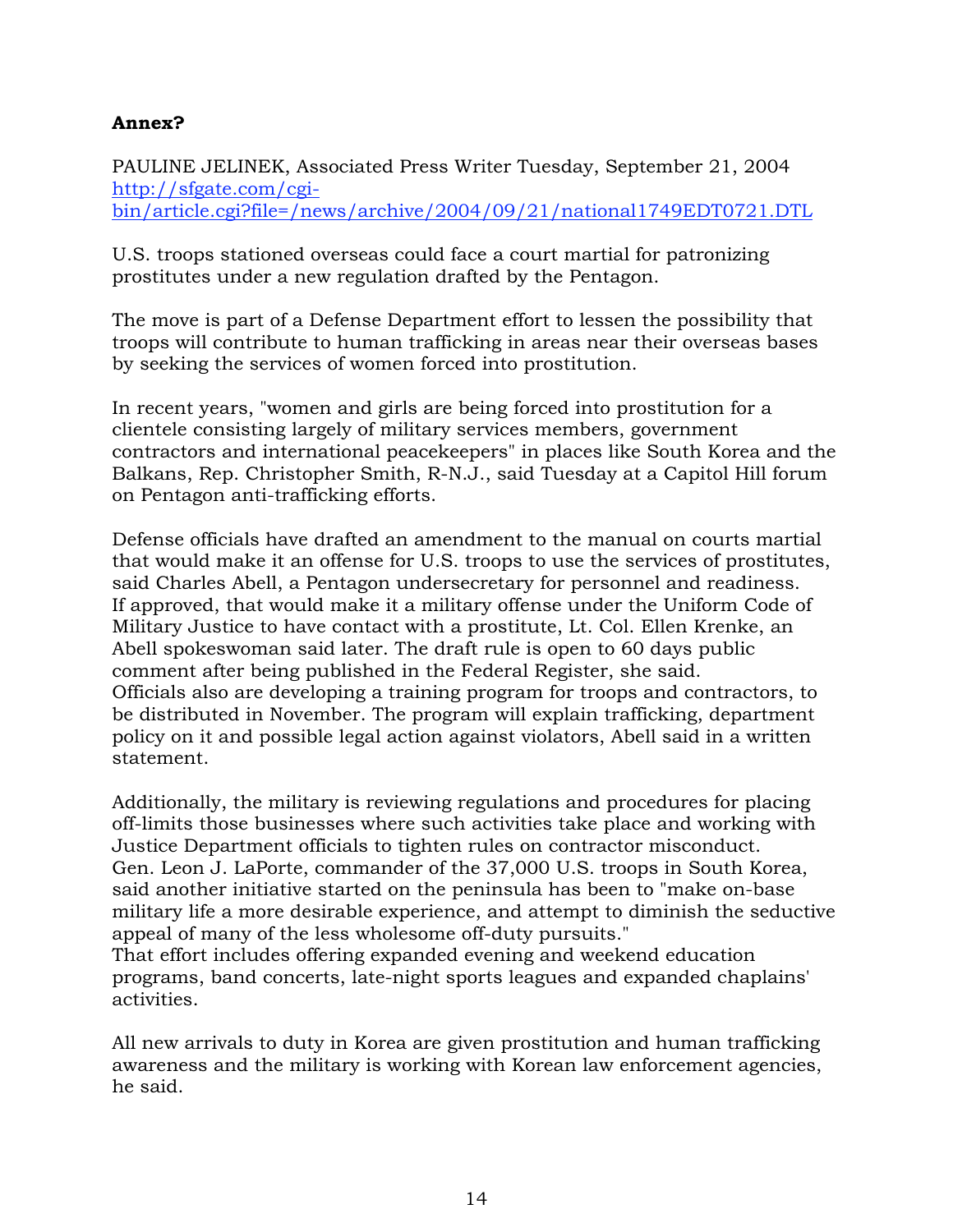**Annex?**

PAULINE JELINEK, Associated Press Writer Tuesday, September 21, 2004
http://sfgate.com/cgi-bin/article.cgi?file=/news/archive/2004/09/21/national1749EDT0721.DTL

U.S. troops stationed overseas could face a court martial for patronizing prostitutes under a new regulation drafted by the Pentagon.

The move is part of a Defense Department effort to lessen the possibility that troops will contribute to human trafficking in areas near their overseas bases by seeking the services of women forced into prostitution.

In recent years, "women and girls are being forced into prostitution for a clientele consisting largely of military services members, government contractors and international peacekeepers" in places like South Korea and the Balkans, Rep. Christopher Smith, R-N.J., said Tuesday at a Capitol Hill forum on Pentagon anti-trafficking efforts.

Defense officials have drafted an amendment to the manual on courts martial that would make it an offense for U.S. troops to use the services of prostitutes, said Charles Abell, a Pentagon undersecretary for personnel and readiness. If approved, that would make it a military offense under the Uniform Code of Military Justice to have contact with a prostitute, Lt. Col. Ellen Krenke, an Abell spokeswoman said later. The draft rule is open to 60 days public comment after being published in the Federal Register, she said.
Officials also are developing a training program for troops and contractors, to be distributed in November. The program will explain trafficking, department policy on it and possible legal action against violators, Abell said in a written statement.

Additionally, the military is reviewing regulations and procedures for placing off-limits those businesses where such activities take place and working with Justice Department officials to tighten rules on contractor misconduct.
Gen. Leon J. LaPorte, commander of the 37,000 U.S. troops in South Korea, said another initiative started on the peninsula has been to "make on-base military life a more desirable experience, and attempt to diminish the seductive appeal of many of the less wholesome off-duty pursuits."
That effort includes offering expanded evening and weekend education programs, band concerts, late-night sports leagues and expanded chaplains' activities.

All new arrivals to duty in Korea are given prostitution and human trafficking awareness and the military is working with Korean law enforcement agencies, he said.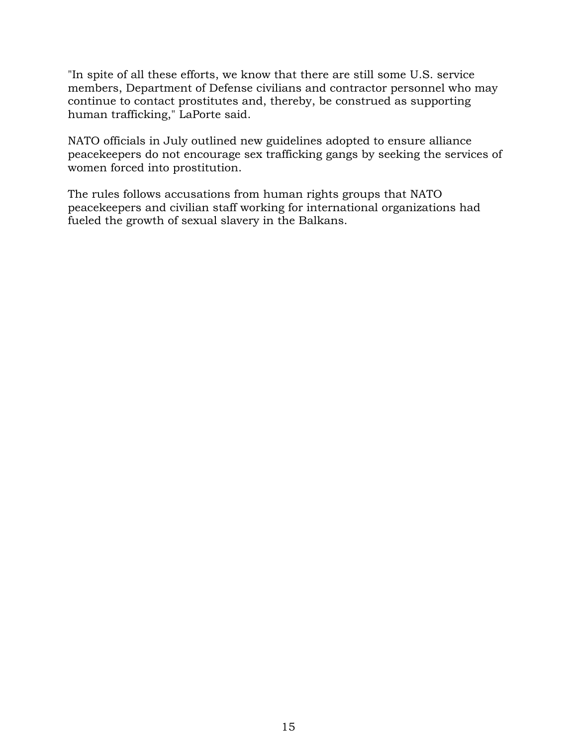"In spite of all these efforts, we know that there are still some U.S. service members, Department of Defense civilians and contractor personnel who may continue to contact prostitutes and, thereby, be construed as supporting human trafficking," LaPorte said.

NATO officials in July outlined new guidelines adopted to ensure alliance peacekeepers do not encourage sex trafficking gangs by seeking the services of women forced into prostitution.

The rules follows accusations from human rights groups that NATO peacekeepers and civilian staff working for international organizations had fueled the growth of sexual slavery in the Balkans.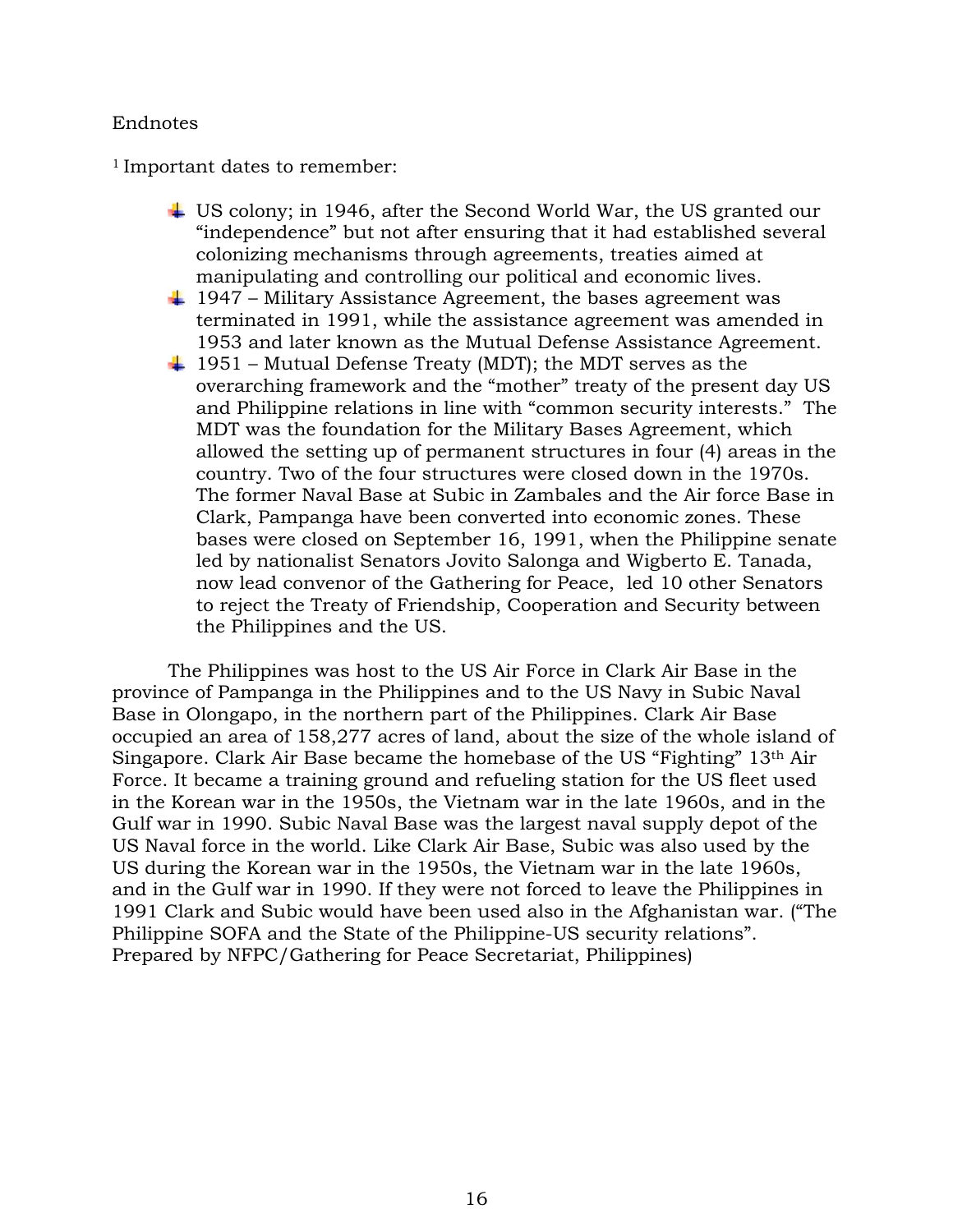Endnotes

[1] Important dates to remember:

- US colony; in 1946, after the Second World War, the US granted our "independence" but not after ensuring that it had established several colonizing mechanisms through agreements, treaties aimed at manipulating and controlling our political and economic lives.
- 1947 – Military Assistance Agreement, the bases agreement was terminated in 1991, while the assistance agreement was amended in 1953 and later known as the Mutual Defense Assistance Agreement.
- 1951 – Mutual Defense Treaty (MDT); the MDT serves as the overarching framework and the "mother" treaty of the present day US and Philippine relations in line with "common security interests." The MDT was the foundation for the Military Bases Agreement, which allowed the setting up of permanent structures in four (4) areas in the country. Two of the four structures were closed down in the 1970s. The former Naval Base at Subic in Zambales and the Air force Base in Clark, Pampanga have been converted into economic zones. These bases were closed on September 16, 1991, when the Philippine senate led by nationalist Senators Jovito Salonga and Wigberto E. Tanada, now lead convenor of the Gathering for Peace, led 10 other Senators to reject the Treaty of Friendship, Cooperation and Security between the Philippines and the US.

The Philippines was host to the US Air Force in Clark Air Base in the province of Pampanga in the Philippines and to the US Navy in Subic Naval Base in Olongapo, in the northern part of the Philippines. Clark Air Base occupied an area of 158,277 acres of land, about the size of the whole island of Singapore. Clark Air Base became the homebase of the US "Fighting" 13th Air Force. It became a training ground and refueling station for the US fleet used in the Korean war in the 1950s, the Vietnam war in the late 1960s, and in the Gulf war in 1990. Subic Naval Base was the largest naval supply depot of the US Naval force in the world. Like Clark Air Base, Subic was also used by the US during the Korean war in the 1950s, the Vietnam war in the late 1960s, and in the Gulf war in 1990. If they were not forced to leave the Philippines in 1991 Clark and Subic would have been used also in the Afghanistan war. ("The Philippine SOFA and the State of the Philippine-US security relations". Prepared by NFPC/Gathering for Peace Secretariat, Philippines)